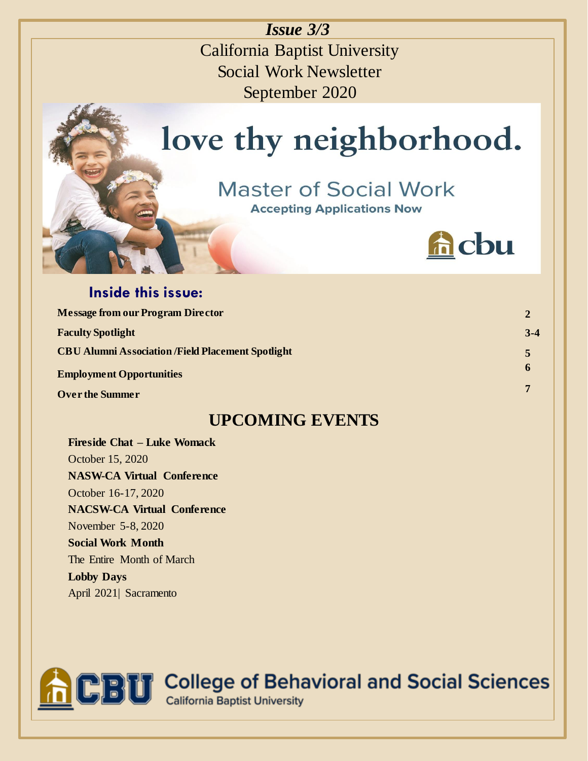*Issue 3/3*

# California Baptist University Social Work Newsletter

September 2020

love thy neighborhood.

Master of Social Work

Accepting Applications Now

cbu

## Inside this issue:

| | |
|---|---|
| **Message from our Program Director** | **2** |
| **Faculty Spotlight** | **3-4** |
| **CBU Alumni Association /Field Placement Spotlight** | **5** |
| **Employment Opportunities** | **6** |
| **Over the Summer** | **7** |

## UPCOMING EVENTS

**Fireside Chat – Luke Womack**
October 15, 2020

**NASW-CA Virtual Conference**
October 16-17, 2020

**NACSW-CA Virtual Conference**
November 5-8, 2020

**Social Work Month**
The Entire Month of March

**Lobby Days**
April 2021| Sacramento

CBU College of Behavioral and Social Sciences
California Baptist University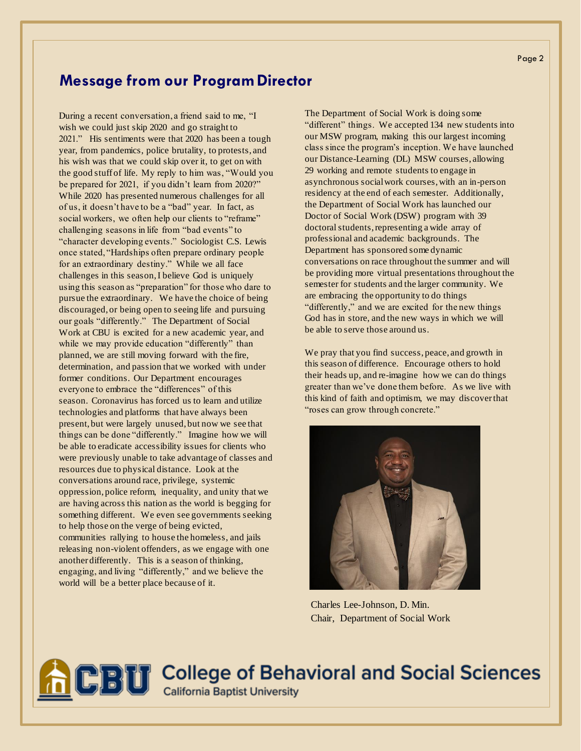## Message from our Program Director

During a recent conversation, a friend said to me, "I wish we could just skip 2020 and go straight to 2021." His sentiments were that 2020 has been a tough year, from pandemics, police brutality, to protests, and his wish was that we could skip over it, to get on with the good stuff of life. My reply to him was, "Would you be prepared for 2021, if you didn't learn from 2020?" While 2020 has presented numerous challenges for all of us, it doesn't have to be a "bad" year. In fact, as social workers, we often help our clients to "reframe" challenging seasons in life from "bad events" to "character developing events." Sociologist C.S. Lewis once stated, "Hardships often prepare ordinary people for an extraordinary destiny." While we all face challenges in this season, I believe God is uniquely using this season as "preparation" for those who dare to pursue the extraordinary. We have the choice of being discouraged, or being open to seeing life and pursuing our goals "differently." The Department of Social Work at CBU is excited for a new academic year, and while we may provide education "differently" than planned, we are still moving forward with the fire, determination, and passion that we worked with under former conditions. Our Department encourages everyone to embrace the "differences" of this season. Coronavirus has forced us to learn and utilize technologies and platforms that have always been present, but were largely unused, but now we see that things can be done "differently." Imagine how we will be able to eradicate accessibility issues for clients who were previously unable to take advantage of classes and resources due to physical distance. Look at the conversations around race, privilege, systemic oppression, police reform, inequality, and unity that we are having across this nation as the world is begging for something different. We even see governments seeking to help those on the verge of being evicted, communities rallying to house the homeless, and jails releasing non-violent offenders, as we engage with one another differently. This is a season of thinking, engaging, and living "differently," and we believe the world will be a better place because of it.

The Department of Social Work is doing some "different" things. We accepted 134 new students into our MSW program, making this our largest incoming class since the program's inception. We have launched our Distance-Learning (DL) MSW courses, allowing 29 working and remote students to engage in asynchronous social work courses, with an in-person residency at the end of each semester. Additionally, the Department of Social Work has launched our Doctor of Social Work (DSW) program with 39 doctoral students, representing a wide array of professional and academic backgrounds. The Department has sponsored some dynamic conversations on race throughout the summer and will be providing more virtual presentations throughout the semester for students and the larger community. We are embracing the opportunity to do things "differently," and we are excited for the new things God has in store, and the new ways in which we will be able to serve those around us.

We pray that you find success, peace, and growth in this season of difference. Encourage others to hold their heads up, and re-imagine how we can do things greater than we've done them before. As we live with this kind of faith and optimism, we may discover that "roses can grow through concrete."

Charles Lee-Johnson, D. Min.
Chair, Department of Social Work

**CBU College of Behavioral and Social Sciences**
California Baptist University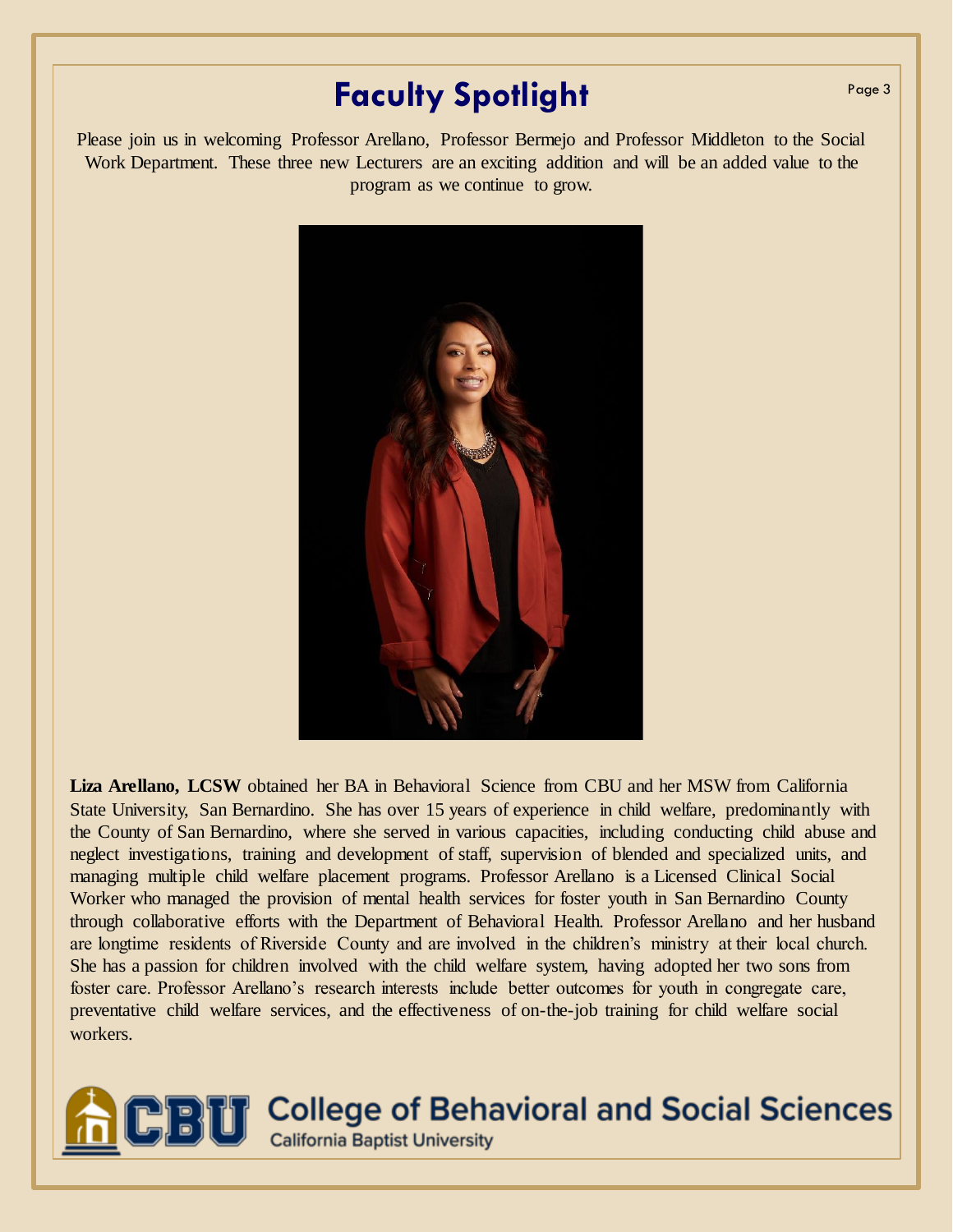# Faculty Spotlight

Please join us in welcoming Professor Arellano, Professor Bermejo and Professor Middleton to the Social Work Department. These three new Lecturers are an exciting addition and will be an added value to the program as we continue to grow.

**Liza Arellano, LCSW** obtained her BA in Behavioral Science from CBU and her MSW from California State University, San Bernardino. She has over 15 years of experience in child welfare, predominantly with the County of San Bernardino, where she served in various capacities, including conducting child abuse and neglect investigations, training and development of staff, supervision of blended and specialized units, and managing multiple child welfare placement programs. Professor Arellano is a Licensed Clinical Social Worker who managed the provision of mental health services for foster youth in San Bernardino County through collaborative efforts with the Department of Behavioral Health. Professor Arellano and her husband are longtime residents of Riverside County and are involved in the children's ministry at their local church. She has a passion for children involved with the child welfare system, having adopted her two sons from foster care. Professor Arellano's research interests include better outcomes for youth in congregate care, preventative child welfare services, and the effectiveness of on-the-job training for child welfare social workers.

CBU College of Behavioral and Social Sciences
California Baptist University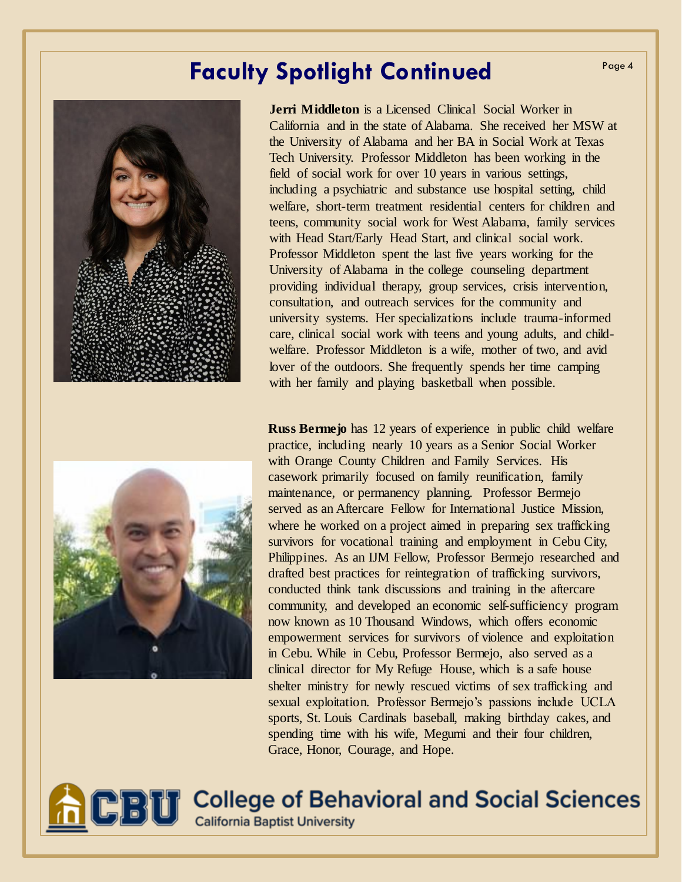# Faculty Spotlight Continued

**Jerri Middleton** is a Licensed Clinical Social Worker in California and in the state of Alabama. She received her MSW at the University of Alabama and her BA in Social Work at Texas Tech University. Professor Middleton has been working in the field of social work for over 10 years in various settings, including a psychiatric and substance use hospital setting, child welfare, short-term treatment residential centers for children and teens, community social work for West Alabama, family services with Head Start/Early Head Start, and clinical social work. Professor Middleton spent the last five years working for the University of Alabama in the college counseling department providing individual therapy, group services, crisis intervention, consultation, and outreach services for the community and university systems. Her specializations include trauma-informed care, clinical social work with teens and young adults, and child-welfare. Professor Middleton is a wife, mother of two, and avid lover of the outdoors. She frequently spends her time camping with her family and playing basketball when possible.

**Russ Bermejo** has 12 years of experience in public child welfare practice, including nearly 10 years as a Senior Social Worker with Orange County Children and Family Services. His casework primarily focused on family reunification, family maintenance, or permanency planning. Professor Bermejo served as an Aftercare Fellow for International Justice Mission, where he worked on a project aimed in preparing sex trafficking survivors for vocational training and employment in Cebu City, Philippines. As an IJM Fellow, Professor Bermejo researched and drafted best practices for reintegration of trafficking survivors, conducted think tank discussions and training in the aftercare community, and developed an economic self-sufficiency program now known as 10 Thousand Windows, which offers economic empowerment services for survivors of violence and exploitation in Cebu. While in Cebu, Professor Bermejo, also served as a clinical director for My Refuge House, which is a safe house shelter ministry for newly rescued victims of sex trafficking and sexual exploitation. Professor Bermejo's passions include UCLA sports, St. Louis Cardinals baseball, making birthday cakes, and spending time with his wife, Megumi and their four children, Grace, Honor, Courage, and Hope.

CBU College of Behavioral and Social Sciences
California Baptist University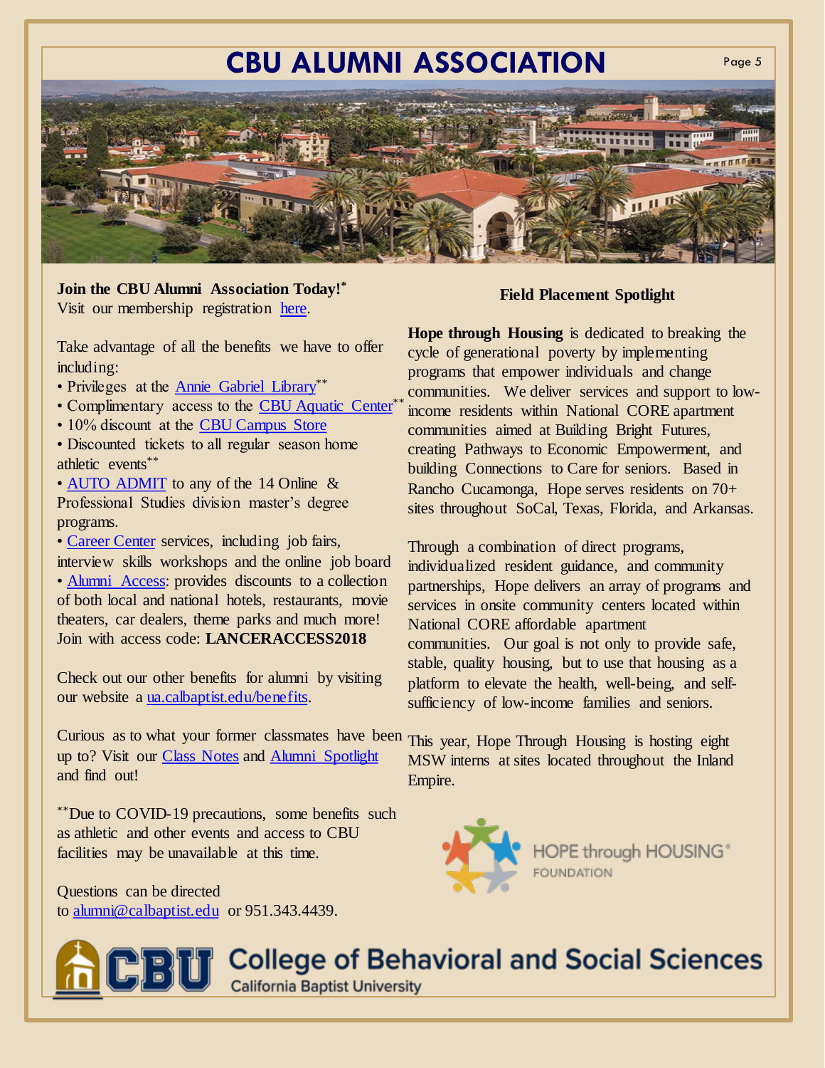# CBU ALUMNI ASSOCIATION

**Join the CBU Alumni Association Today!***
Visit our membership registration here.

Take advantage of all the benefits we have to offer including:

- Privileges at the Annie Gabriel Library**
- Complimentary access to the CBU Aquatic Center**
- 10% discount at the CBU Campus Store
- Discounted tickets to all regular season home athletic events**
- AUTO ADMIT to any of the 14 Online & Professional Studies division master's degree programs.
- Career Center services, including job fairs, interview skills workshops and the online job board
- Alumni Access: provides discounts to a collection of both local and national hotels, restaurants, movie theaters, car dealers, theme parks and much more! Join with access code: **LANCERACCESS2018**

Check out our other benefits for alumni by visiting our website a ua.calbaptist.edu/benefits.

Curious as to what your former classmates have been up to? Visit our Class Notes and Alumni Spotlight and find out!

**Due to COVID-19 precautions, some benefits such as athletic and other events and access to CBU facilities may be unavailable at this time.

Questions can be directed to alumni@calbaptist.edu or 951.343.4439.

### Field Placement Spotlight

**Hope through Housing** is dedicated to breaking the cycle of generational poverty by implementing programs that empower individuals and change communities. We deliver services and support to low-income residents within National CORE apartment communities aimed at Building Bright Futures, creating Pathways to Economic Empowerment, and building Connections to Care for seniors. Based in Rancho Cucamonga, Hope serves residents on 70+ sites throughout SoCal, Texas, Florida, and Arkansas.

Through a combination of direct programs, individualized resident guidance, and community partnerships, Hope delivers an array of programs and services in onsite community centers located within National CORE affordable apartment communities. Our goal is not only to provide safe, stable, quality housing, but to use that housing as a platform to elevate the health, well-being, and self-sufficiency of low-income families and seniors.

This year, Hope Through Housing is hosting eight MSW interns at sites located throughout the Inland Empire.

HOPE through HOUSING® FOUNDATION

CBU College of Behavioral and Social Sciences
California Baptist University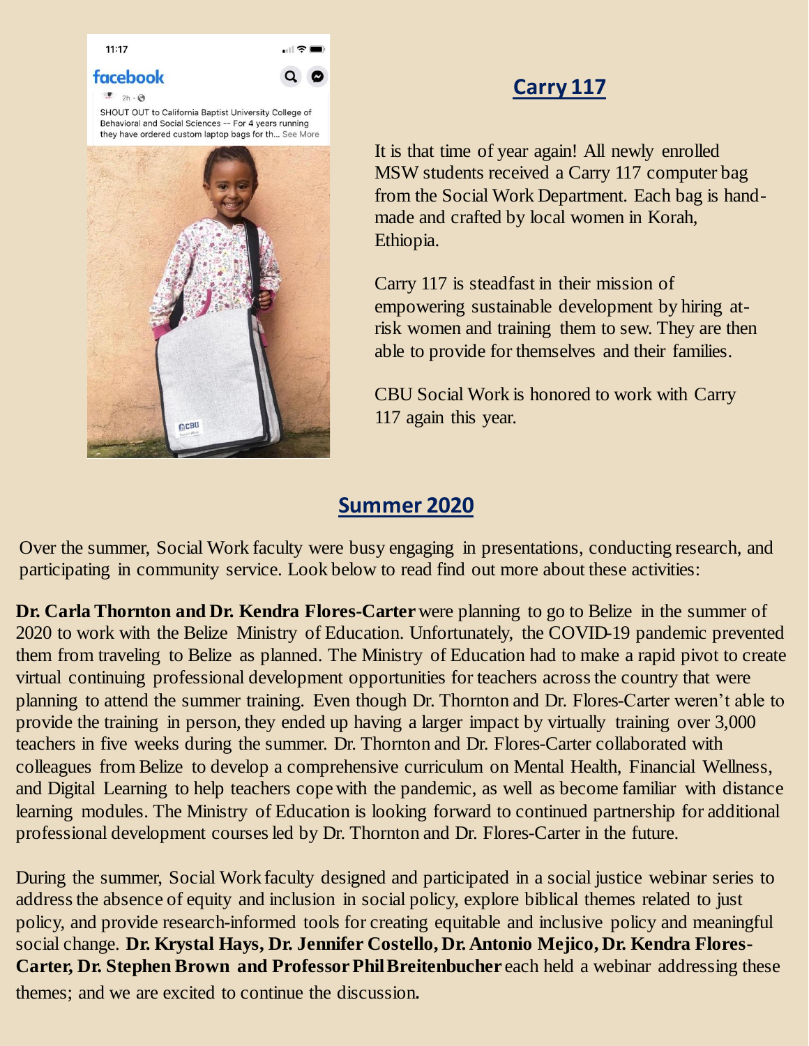## Carry 117

It is that time of year again! All newly enrolled MSW students received a Carry 117 computer bag from the Social Work Department. Each bag is hand-made and crafted by local women in Korah, Ethiopia.

Carry 117 is steadfast in their mission of empowering sustainable development by hiring at-risk women and training them to sew. They are then able to provide for themselves and their families.

CBU Social Work is honored to work with Carry 117 again this year.

## Summer 2020

Over the summer, Social Work faculty were busy engaging in presentations, conducting research, and participating in community service. Look below to read find out more about these activities:

**Dr. Carla Thornton and Dr. Kendra Flores-Carter** were planning to go to Belize in the summer of 2020 to work with the Belize Ministry of Education. Unfortunately, the COVID-19 pandemic prevented them from traveling to Belize as planned. The Ministry of Education had to make a rapid pivot to create virtual continuing professional development opportunities for teachers across the country that were planning to attend the summer training. Even though Dr. Thornton and Dr. Flores-Carter weren't able to provide the training in person, they ended up having a larger impact by virtually training over 3,000 teachers in five weeks during the summer. Dr. Thornton and Dr. Flores-Carter collaborated with colleagues from Belize to develop a comprehensive curriculum on Mental Health, Financial Wellness, and Digital Learning to help teachers cope with the pandemic, as well as become familiar with distance learning modules. The Ministry of Education is looking forward to continued partnership for additional professional development courses led by Dr. Thornton and Dr. Flores-Carter in the future.

During the summer, Social Work faculty designed and participated in a social justice webinar series to address the absence of equity and inclusion in social policy, explore biblical themes related to just policy, and provide research-informed tools for creating equitable and inclusive policy and meaningful social change. **Dr. Krystal Hays, Dr. Jennifer Costello, Dr. Antonio Mejico, Dr. Kendra Flores-Carter, Dr. Stephen Brown and Professor Phil Breitenbucher** each held a webinar addressing these themes; and we are excited to continue the discussion.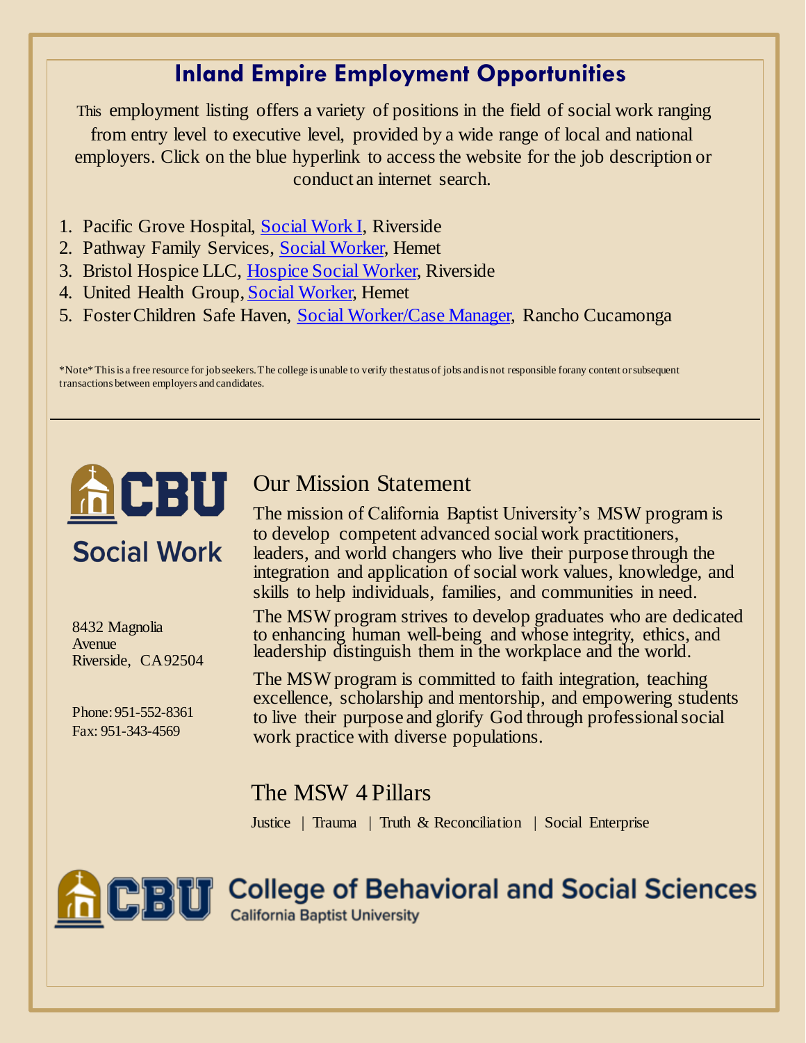## Inland Empire Employment Opportunities

This employment listing offers a variety of positions in the field of social work ranging from entry level to executive level, provided by a wide range of local and national employers. Click on the blue hyperlink to access the website for the job description or conduct an internet search.

1. Pacific Grove Hospital, Social Work I, Riverside
2. Pathway Family Services, Social Worker, Hemet
3. Bristol Hospice LLC, Hospice Social Worker, Riverside
4. United Health Group, Social Worker, Hemet
5. Foster Children Safe Haven, Social Worker/Case Manager, Rancho Cucamonga

*Note* This is a free resource for job seekers. The college is unable to verify the status of jobs and is not responsible for any content or subsequent transactions between employers and candidates.

---

CBU Social Work

8432 Magnolia Avenue
Riverside, CA 92504

Phone: 951-552-8361
Fax: 951-343-4569

### Our Mission Statement

The mission of California Baptist University's MSW program is to develop competent advanced social work practitioners, leaders, and world changers who live their purpose through the integration and application of social work values, knowledge, and skills to help individuals, families, and communities in need.

The MSW program strives to develop graduates who are dedicated to enhancing human well-being and whose integrity, ethics, and leadership distinguish them in the workplace and the world.

The MSW program is committed to faith integration, teaching excellence, scholarship and mentorship, and empowering students to live their purpose and glorify God through professional social work practice with diverse populations.

### The MSW 4 Pillars

Justice | Trauma | Truth & Reconciliation | Social Enterprise

CBU College of Behavioral and Social Sciences
California Baptist University